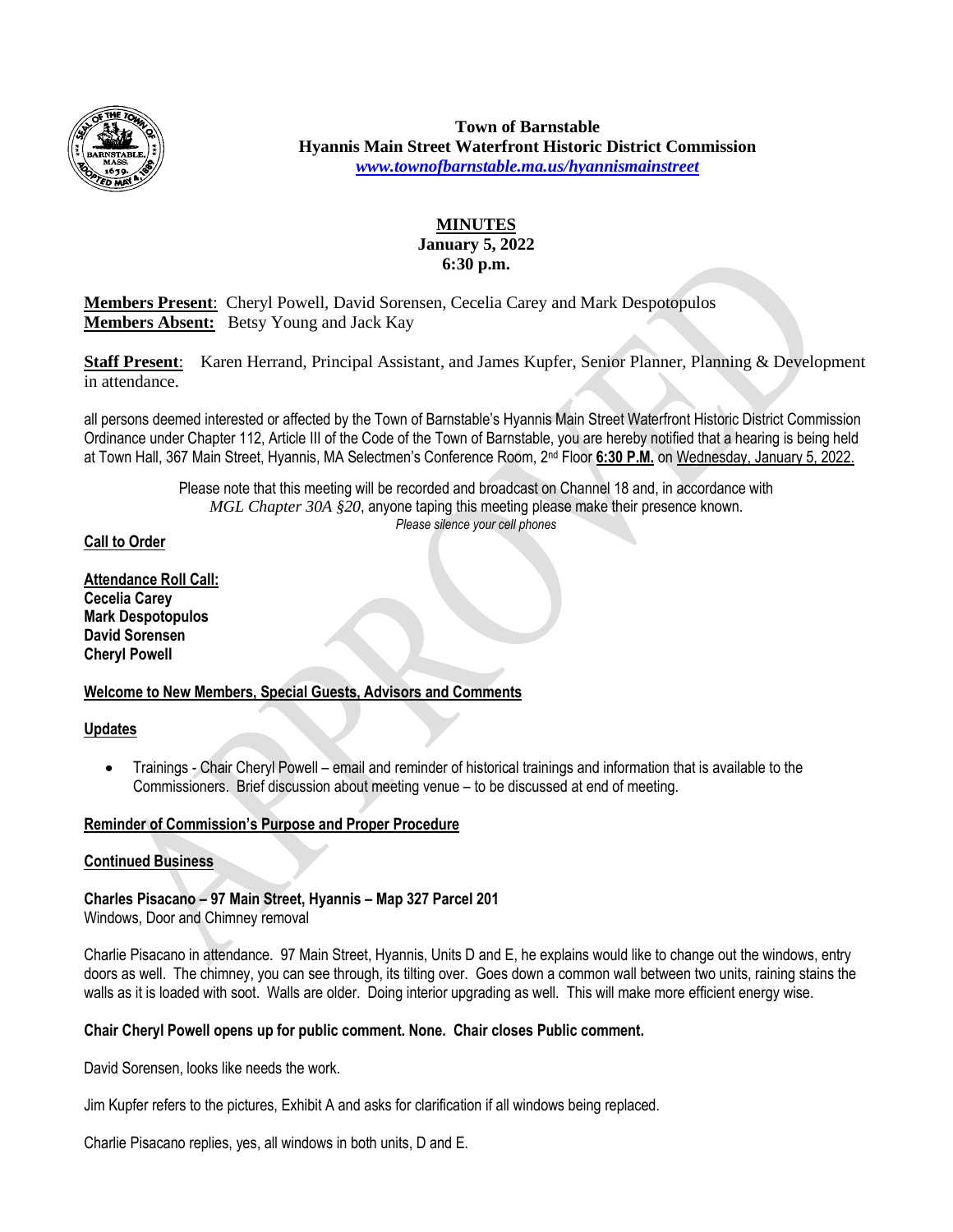**Town of Barnstable**
**Hyannis Main Street Waterfront Historic District Commission**
*www.townofbarnstable.ma.us/hyannismainstreet*

# MINUTES
**January 5, 2022**
**6:30 p.m.**

**Members Present**: Cheryl Powell, David Sorensen, Cecelia Carey and Mark Despotopulos
**Members Absent:** Betsy Young and Jack Kay

**Staff Present**: Karen Herrand, Principal Assistant, and James Kupfer, Senior Planner, Planning & Development in attendance.

all persons deemed interested or affected by the Town of Barnstable's Hyannis Main Street Waterfront Historic District Commission Ordinance under Chapter 112, Article III of the Code of the Town of Barnstable, you are hereby notified that a hearing is being held at Town Hall, 367 Main Street, Hyannis, MA Selectmen's Conference Room, 2nd Floor **6:30 P.M.** on Wednesday, January 5, 2022.

Please note that this meeting will be recorded and broadcast on Channel 18 and, in accordance with *MGL Chapter 30A §20*, anyone taping this meeting please make their presence known.
*Please silence your cell phones*

**Call to Order**

**Attendance Roll Call:**
**Cecelia Carey**
**Mark Despotopulos**
**David Sorensen**
**Cheryl Powell**

**Welcome to New Members, Special Guests, Advisors and Comments**

**Updates**

- Trainings - Chair Cheryl Powell – email and reminder of historical trainings and information that is available to the Commissioners. Brief discussion about meeting venue – to be discussed at end of meeting.

**Reminder of Commission's Purpose and Proper Procedure**

**Continued Business**

**Charles Pisacano – 97 Main Street, Hyannis – Map 327 Parcel 201**
Windows, Door and Chimney removal

Charlie Pisacano in attendance. 97 Main Street, Hyannis, Units D and E, he explains would like to change out the windows, entry doors as well. The chimney, you can see through, its tilting over. Goes down a common wall between two units, raining stains the walls as it is loaded with soot. Walls are older. Doing interior upgrading as well. This will make more efficient energy wise.

**Chair Cheryl Powell opens up for public comment. None. Chair closes Public comment.**

David Sorensen, looks like needs the work.

Jim Kupfer refers to the pictures, Exhibit A and asks for clarification if all windows being replaced.

Charlie Pisacano replies, yes, all windows in both units, D and E.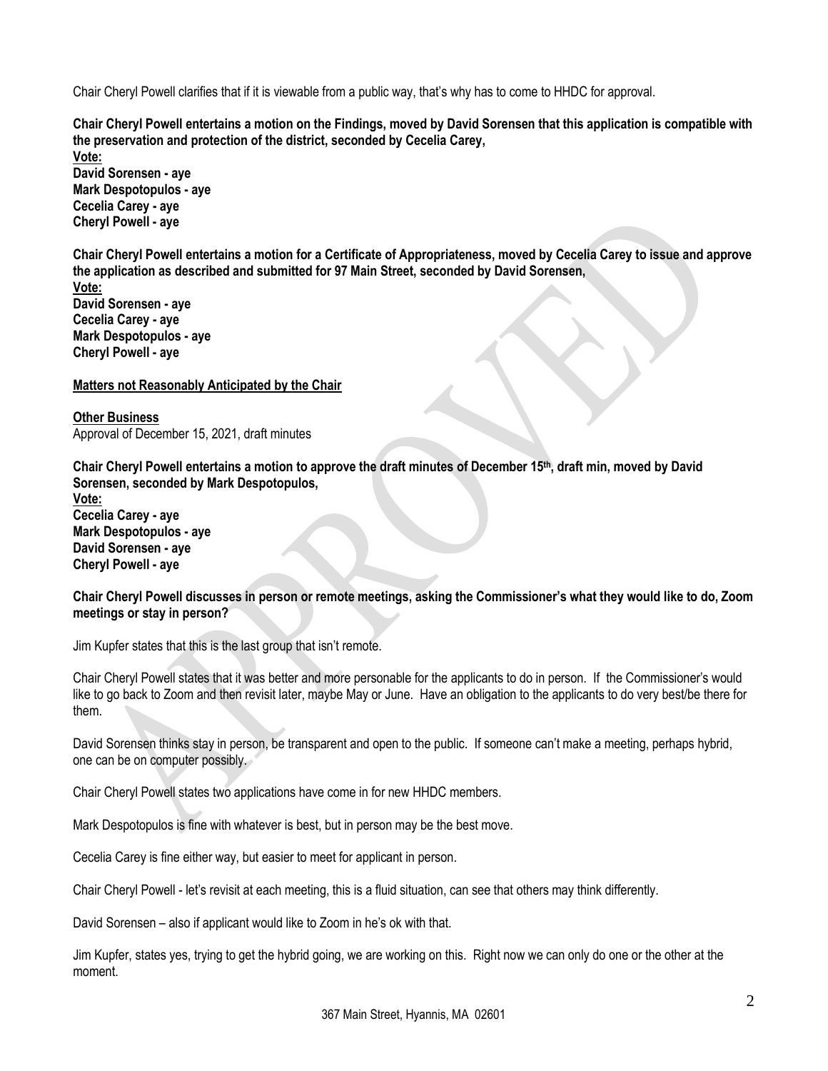Chair Cheryl Powell clarifies that if it is viewable from a public way, that's why has to come to HHDC for approval.

**Chair Cheryl Powell entertains a motion on the Findings, moved by David Sorensen that this application is compatible with the preservation and protection of the district, seconded by Cecelia Carey,**
**<u>Vote:</u>**
**David Sorensen - aye**
**Mark Despotopulos - aye**
**Cecelia Carey - aye**
**Cheryl Powell - aye**

**Chair Cheryl Powell entertains a motion for a Certificate of Appropriateness, moved by Cecelia Carey to issue and approve the application as described and submitted for 97 Main Street, seconded by David Sorensen,**
**<u>Vote:</u>**
**David Sorensen - aye**
**Cecelia Carey - aye**
**Mark Despotopulos - aye**
**Cheryl Powell - aye**

**<u>Matters not Reasonably Anticipated by the Chair</u>**

**<u>Other Business</u>**
Approval of December 15, 2021, draft minutes

**Chair Cheryl Powell entertains a motion to approve the draft minutes of December 15th, draft min, moved by David Sorensen, seconded by Mark Despotopulos,**
**<u>Vote:</u>**
**Cecelia Carey - aye**
**Mark Despotopulos - aye**
**David Sorensen - aye**
**Cheryl Powell - aye**

**Chair Cheryl Powell discusses in person or remote meetings, asking the Commissioner's what they would like to do, Zoom meetings or stay in person?**

Jim Kupfer states that this is the last group that isn't remote.

Chair Cheryl Powell states that it was better and more personable for the applicants to do in person. If the Commissioner's would like to go back to Zoom and then revisit later, maybe May or June. Have an obligation to the applicants to do very best/be there for them.

David Sorensen thinks stay in person, be transparent and open to the public. If someone can't make a meeting, perhaps hybrid, one can be on computer possibly.

Chair Cheryl Powell states two applications have come in for new HHDC members.

Mark Despotopulos is fine with whatever is best, but in person may be the best move.

Cecelia Carey is fine either way, but easier to meet for applicant in person.

Chair Cheryl Powell - let's revisit at each meeting, this is a fluid situation, can see that others may think differently.

David Sorensen – also if applicant would like to Zoom in he's ok with that.

Jim Kupfer, states yes, trying to get the hybrid going, we are working on this. Right now we can only do one or the other at the moment.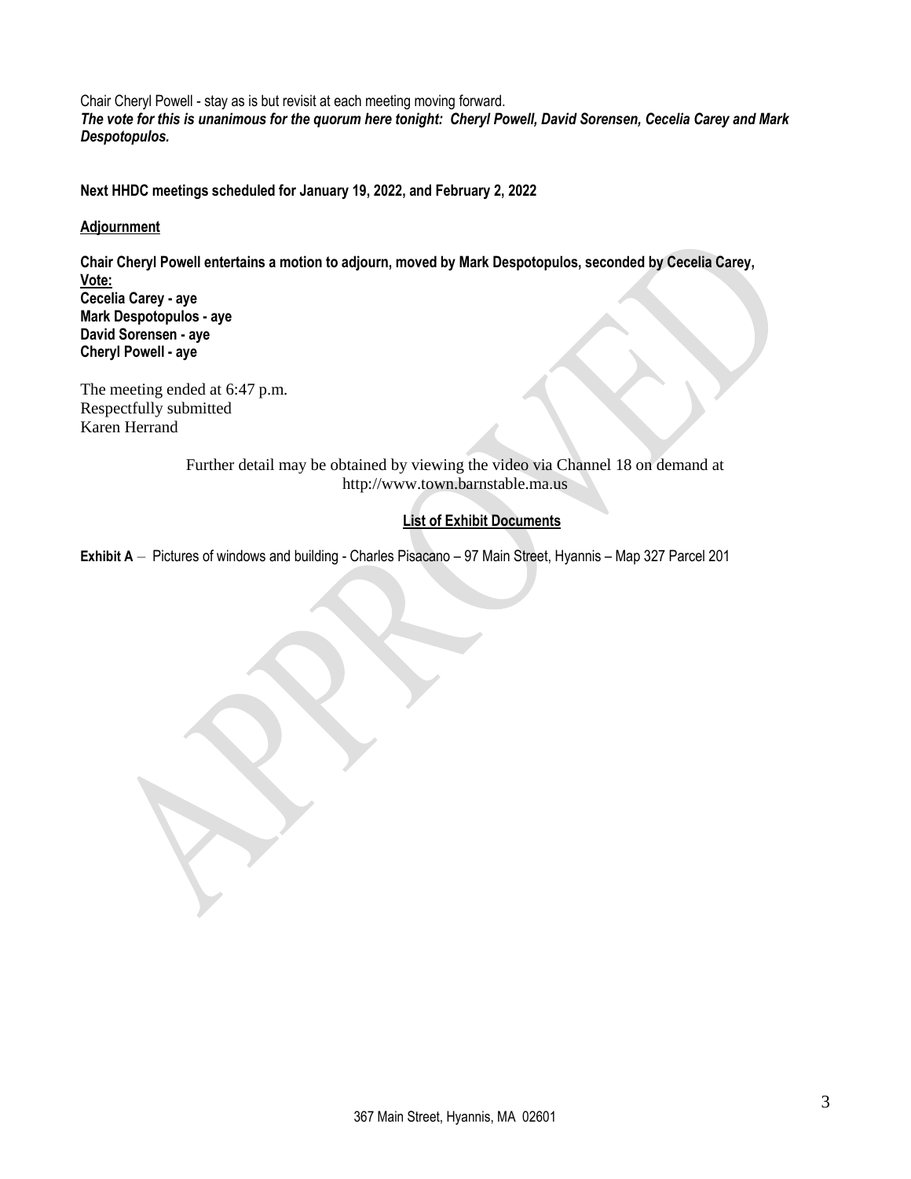Chair Cheryl Powell - stay as is but revisit at each meeting moving forward.
***The vote for this is unanimous for the quorum here tonight: Cheryl Powell, David Sorensen, Cecelia Carey and Mark Despotopulos.***

**Next HHDC meetings scheduled for January 19, 2022, and February 2, 2022**

**Adjournment**

**Chair Cheryl Powell entertains a motion to adjourn, moved by Mark Despotopulos, seconded by Cecelia Carey,**
**Vote:**
**Cecelia Carey - aye**
**Mark Despotopulos - aye**
**David Sorensen - aye**
**Cheryl Powell - aye**

The meeting ended at 6:47 p.m.
Respectfully submitted
Karen Herrand

Further detail may be obtained by viewing the video via Channel 18 on demand at http://www.town.barnstable.ma.us

**List of Exhibit Documents**

**Exhibit A** – Pictures of windows and building - Charles Pisacano – 97 Main Street, Hyannis – Map 327 Parcel 201

367 Main Street, Hyannis, MA 02601